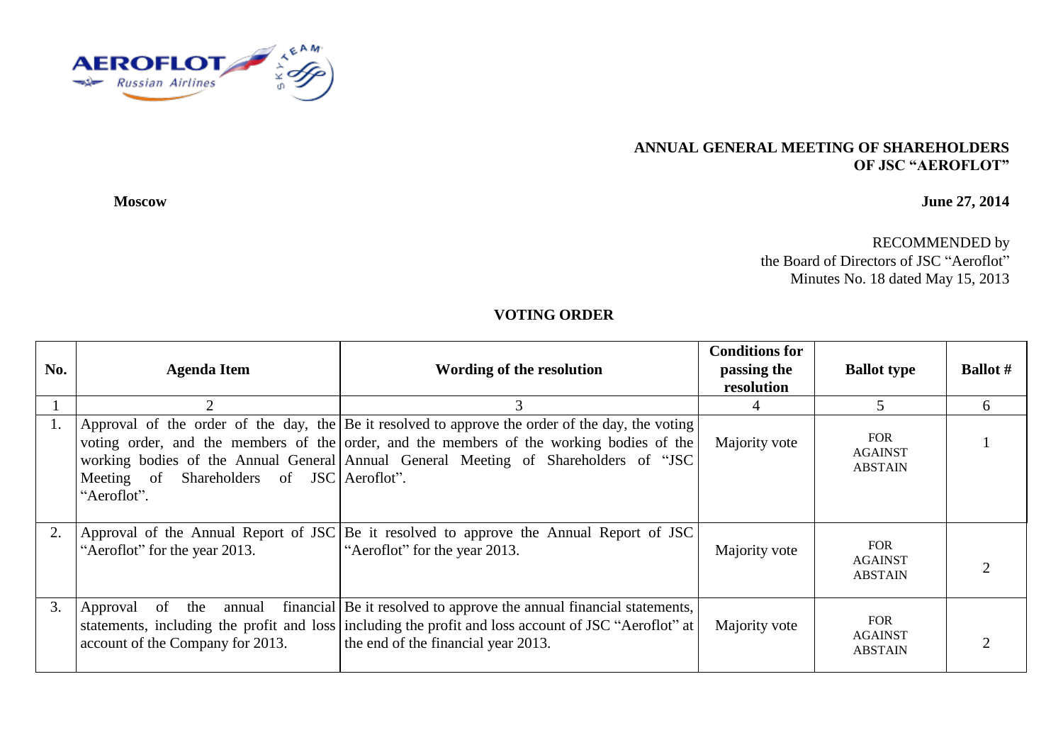**ANNUAL GENERAL MEETING OF SHAREHOLDERS**
**OF JSC "AEROFLOT"**

**Moscow** **June 27, 2014**

RECOMMENDED by
the Board of Directors of JSC "Aeroflot"
Minutes No. 18 dated May 15, 2013

## VOTING ORDER

| No. | Agenda Item | Wording of the resolution | Conditions for passing the resolution | Ballot type | Ballot # |
|---|---|---|---|---|---|
| 1 | 2 | 3 | 4 | 5 | 6 |
| 1. | Approval of the order of the day, the voting order, and the members of the working bodies of the Annual General Meeting of Shareholders of JSC "Aeroflot". | Be it resolved to approve the order of the day, the voting order, and the members of the working bodies of the Annual General Meeting of Shareholders of "JSC Aeroflot". | Majority vote | FOR AGAINST ABSTAIN | 1 |
| 2. | Approval of the Annual Report of JSC "Aeroflot" for the year 2013. | Be it resolved to approve the Annual Report of JSC "Aeroflot" for the year 2013. | Majority vote | FOR AGAINST ABSTAIN | 2 |
| 3. | Approval of the annual financial statements, including the profit and loss account of the Company for 2013. | Be it resolved to approve the annual financial statements, including the profit and loss account of JSC "Aeroflot" at the end of the financial year 2013. | Majority vote | FOR AGAINST ABSTAIN | 2 |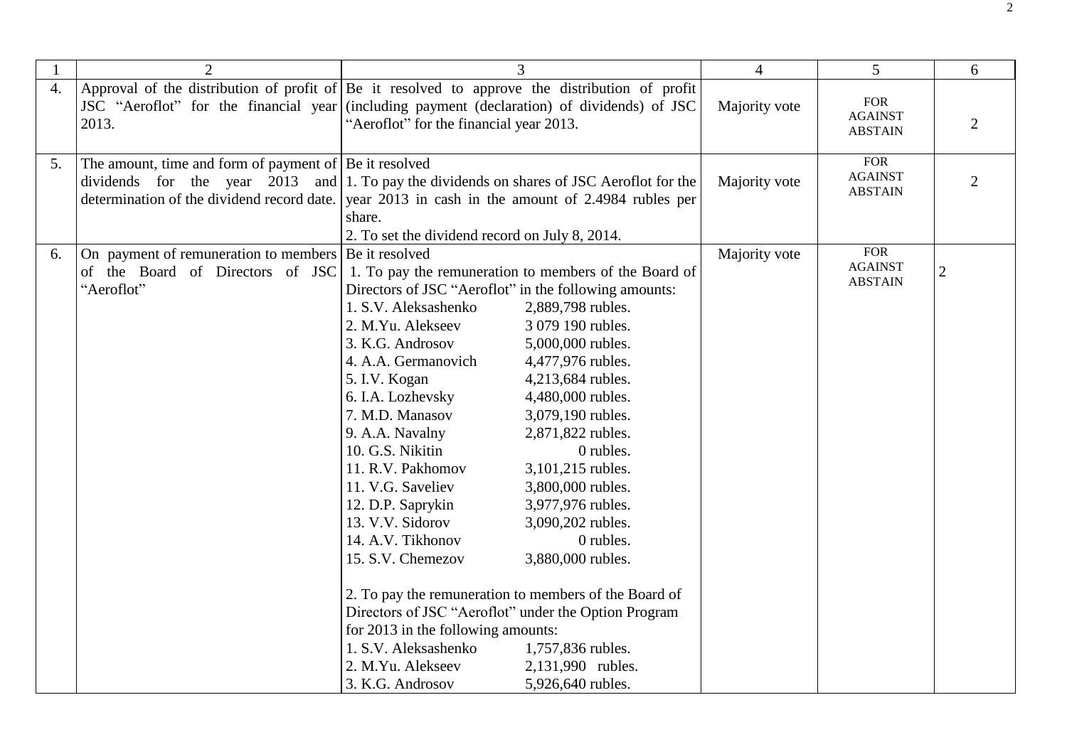| 1 | 2 | 3 | 4 | 5 | 6 |
|---|---|---|---|---|---|
| 4. | Approval of the distribution of profit of JSC "Aeroflot" for the financial year 2013. | Be it resolved to approve the distribution of profit (including payment (declaration) of dividends) of JSC "Aeroflot" for the financial year 2013. | Majority vote | FOR<br>AGAINST<br>ABSTAIN | 2 |
| 5. | The amount, time and form of payment of dividends for the year 2013 and determination of the dividend record date. | Be it resolved<br>1. To pay the dividends on shares of JSC Aeroflot for the year 2013 in cash in the amount of 2.4984 rubles per share.<br>2. To set the dividend record on July 8, 2014. | Majority vote | FOR<br>AGAINST<br>ABSTAIN | 2 |
| 6. | On payment of remuneration to members of the Board of Directors of JSC "Aeroflot" | Be it resolved<br>1. To pay the remuneration to members of the Board of Directors of JSC "Aeroflot" in the following amounts:<br>1. S.V. Aleksashenko 2,889,798 rubles.<br>2. M.Yu. Alekseev 3 079 190 rubles.<br>3. K.G. Androsov 5,000,000 rubles.<br>4. A.A. Germanovich 4,477,976 rubles.<br>5. I.V. Kogan 4,213,684 rubles.<br>6. I.A. Lozhevsky 4,480,000 rubles.<br>7. M.D. Manasov 3,079,190 rubles.<br>9. A.A. Navalny 2,871,822 rubles.<br>10. G.S. Nikitin 0 rubles.<br>11. R.V. Pakhomov 3,101,215 rubles.<br>11. V.G. Saveliev 3,800,000 rubles.<br>12. D.P. Saprykin 3,977,976 rubles.<br>13. V.V. Sidorov 3,090,202 rubles.<br>14. A.V. Tikhonov 0 rubles.<br>15. S.V. Chemezov 3,880,000 rubles.<br><br>2. To pay the remuneration to members of the Board of Directors of JSC "Aeroflot" under the Option Program for 2013 in the following amounts:<br>1. S.V. Aleksashenko 1,757,836 rubles.<br>2. M.Yu. Alekseev 2,131,990 rubles.<br>3. K.G. Androsov 5,926,640 rubles. | Majority vote | FOR<br>AGAINST<br>ABSTAIN | 2 |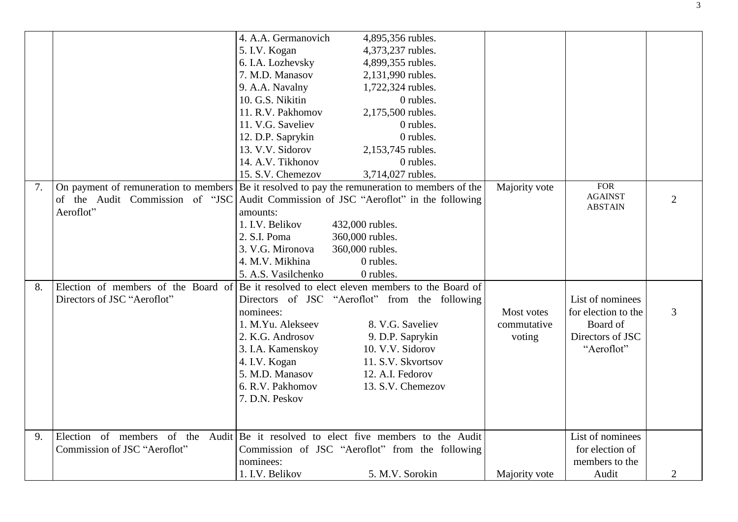| | | | | | |
|---|---|---|---|---|---|
| | | 4. A.A. Germanovich 4,895,356 rubles.<br>5. I.V. Kogan 4,373,237 rubles.<br>6. I.A. Lozhevsky 4,899,355 rubles.<br>7. M.D. Manasov 2,131,990 rubles.<br>9. A.A. Navalny 1,722,324 rubles.<br>10. G.S. Nikitin 0 rubles.<br>11. R.V. Pakhomov 2,175,500 rubles.<br>11. V.G. Saveliev 0 rubles.<br>12. D.P. Saprykin 0 rubles.<br>13. V.V. Sidorov 2,153,745 rubles.<br>14. A.V. Tikhonov 0 rubles.<br>15. S.V. Chemezov 3,714,027 rubles. | | | |
| 7. | On payment of remuneration to members of the Audit Commission of "JSC Aeroflot" | Be it resolved to pay the remuneration to members of the Audit Commission of JSC "Aeroflot" in the following amounts:<br>1. I.V. Belikov 432,000 rubles.<br>2. S.I. Poma 360,000 rubles.<br>3. V.G. Mironova 360,000 rubles.<br>4. M.V. Mikhina 0 rubles.<br>5. A.S. Vasilchenko 0 rubles. | Majority vote | FOR<br>AGAINST<br>ABSTAIN | 2 |
| 8. | Election of members of the Board of Directors of JSC "Aeroflot" | Be it resolved to elect eleven members to the Board of Directors of JSC "Aeroflot" from the following nominees:<br>1. M.Yu. Alekseev 8. V.G. Saveliev<br>2. K.G. Androsov 9. D.P. Saprykin<br>3. I.A. Kamenskoy 10. V.V. Sidorov<br>4. I.V. Kogan 11. S.V. Skvortsov<br>5. M.D. Manasov 12. A.I. Fedorov<br>6. R.V. Pakhomov 13. S.V. Chemezov<br>7. D.N. Peskov | Most votes commutative voting | List of nominees for election to the Board of Directors of JSC "Aeroflot" | 3 |
| 9. | Election of members of the Audit Commission of JSC "Aeroflot" | Be it resolved to elect five members to the Audit Commission of JSC "Aeroflot" from the following nominees:<br>1. I.V. Belikov 5. M.V. Sorokin | Majority vote | List of nominees for election of members to the Audit | 2 |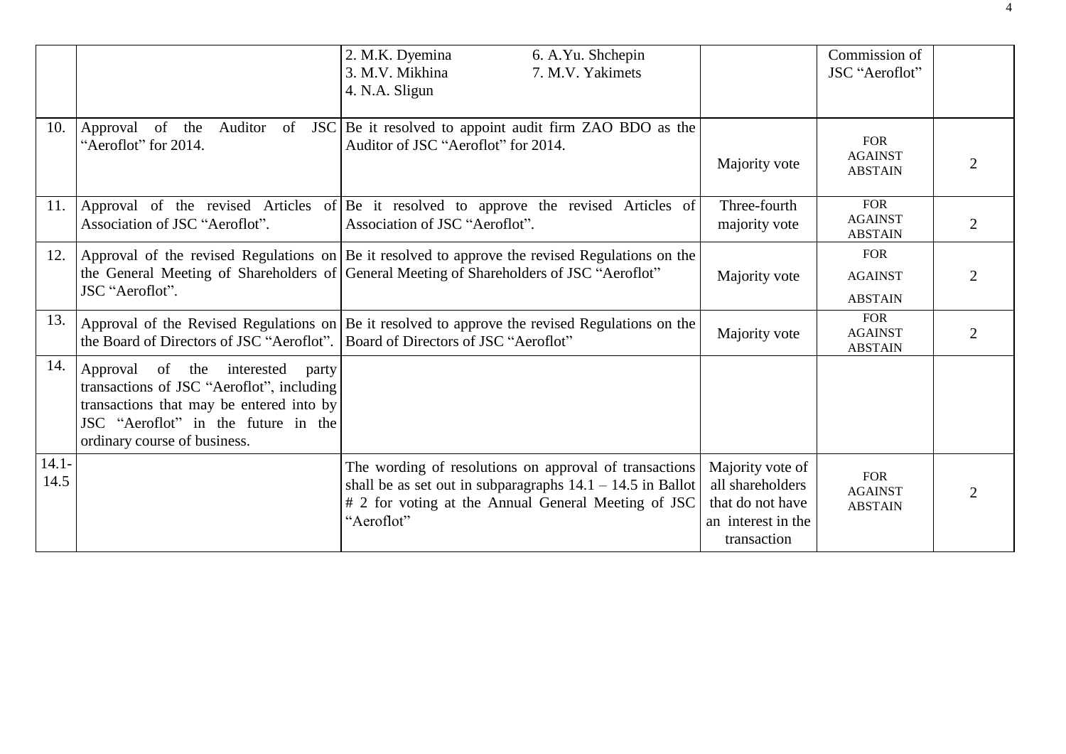| | | | | | |
|---|---|---|---|---|---|
| | | 2. M.K. Dyemina<br>3. M.V. Mikhina<br>4. N.A. Sligun<br>6. A.Yu. Shchepin<br>7. M.V. Yakimets | | Commission of JSC “Aeroflot” | |
| 10. | Approval of the Auditor of JSC “Aeroflot” for 2014. | Be it resolved to appoint audit firm ZAO BDO as the Auditor of JSC “Aeroflot” for 2014. | Majority vote | FOR<br>AGAINST<br>ABSTAIN | 2 |
| 11. | Approval of the revised Articles of Association of JSC “Aeroflot”. | Be it resolved to approve the revised Articles of Association of JSC “Aeroflot”. | Three-fourth majority vote | FOR<br>AGAINST<br>ABSTAIN | 2 |
| 12. | Approval of the revised Regulations on the General Meeting of Shareholders of JSC “Aeroflot”. | Be it resolved to approve the revised Regulations on the General Meeting of Shareholders of JSC “Aeroflot” | Majority vote | FOR<br>AGAINST<br>ABSTAIN | 2 |
| 13. | Approval of the Revised Regulations on the Board of Directors of JSC “Aeroflot”. | Be it resolved to approve the revised Regulations on the Board of Directors of JSC “Aeroflot” | Majority vote | FOR<br>AGAINST<br>ABSTAIN | 2 |
| 14. | Approval of the interested party transactions of JSC “Aeroflot”, including transactions that may be entered into by JSC “Aeroflot” in the future in the ordinary course of business. | | | | |
| 14.1-14.5 | | The wording of resolutions on approval of transactions shall be as set out in subparagraphs 14.1 – 14.5 in Ballot # 2 for voting at the Annual General Meeting of JSC “Aeroflot” | Majority vote of all shareholders that do not have an interest in the transaction | FOR<br>AGAINST<br>ABSTAIN | 2 |